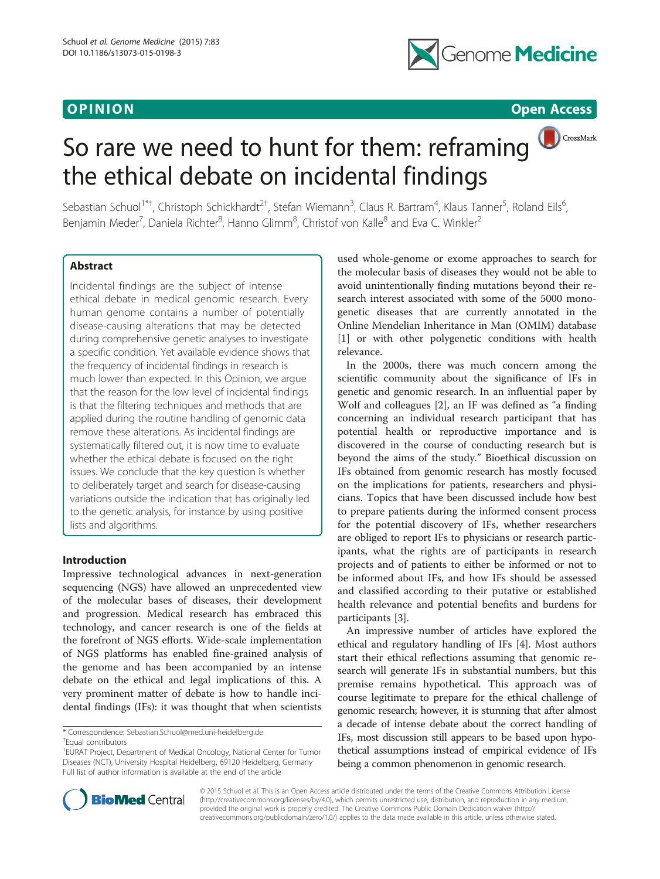OPINION

Open Access

# So rare we need to hunt for them: reframing the ethical debate on incidental findings

Sebastian Schuol[1*†], Christoph Schickhardt[2†], Stefan Wiemann[3], Claus R. Bartram[4], Klaus Tanner[5], Roland Eils[6], Benjamin Meder[7], Daniela Richter[8], Hanno Glimm[8], Christof von Kalle[8] and Eva C. Winkler[2]

## Abstract

Incidental findings are the subject of intense ethical debate in medical genomic research. Every human genome contains a number of potentially disease-causing alterations that may be detected during comprehensive genetic analyses to investigate a specific condition. Yet available evidence shows that the frequency of incidental findings in research is much lower than expected. In this Opinion, we argue that the reason for the low level of incidental findings is that the filtering techniques and methods that are applied during the routine handling of genomic data remove these alterations. As incidental findings are systematically filtered out, it is now time to evaluate whether the ethical debate is focused on the right issues. We conclude that the key question is whether to deliberately target and search for disease-causing variations outside the indication that has originally led to the genetic analysis, for instance by using positive lists and algorithms.

## Introduction

Impressive technological advances in next-generation sequencing (NGS) have allowed an unprecedented view of the molecular bases of diseases, their development and progression. Medical research has embraced this technology, and cancer research is one of the fields at the forefront of NGS efforts. Wide-scale implementation of NGS platforms has enabled fine-grained analysis of the genome and has been accompanied by an intense debate on the ethical and legal implications of this. A very prominent matter of debate is how to handle incidental findings (IFs): it was thought that when scientists used whole-genome or exome approaches to search for the molecular basis of diseases they would not be able to avoid unintentionally finding mutations beyond their research interest associated with some of the 5000 monogenetic diseases that are currently annotated in the Online Mendelian Inheritance in Man (OMIM) database [1] or with other polygenetic conditions with health relevance.

In the 2000s, there was much concern among the scientific community about the significance of IFs in genetic and genomic research. In an influential paper by Wolf and colleagues [2], an IF was defined as "a finding concerning an individual research participant that has potential health or reproductive importance and is discovered in the course of conducting research but is beyond the aims of the study." Bioethical discussion on IFs obtained from genomic research has mostly focused on the implications for patients, researchers and physicians. Topics that have been discussed include how best to prepare patients during the informed consent process for the potential discovery of IFs, whether researchers are obliged to report IFs to physicians or research participants, what the rights are of participants in research projects and of patients to either be informed or not to be informed about IFs, and how IFs should be assessed and classified according to their putative or established health relevance and potential benefits and burdens for participants [3].

An impressive number of articles have explored the ethical and regulatory handling of IFs [4]. Most authors start their ethical reflections assuming that genomic research will generate IFs in substantial numbers, but this premise remains hypothetical. This approach was of course legitimate to prepare for the ethical challenge of genomic research; however, it is stunning that after almost a decade of intense debate about the correct handling of IFs, most discussion still appears to be based upon hypothetical assumptions instead of empirical evidence of IFs being a common phenomenon in genomic research.

\* Correspondence: Sebastian.Schuol@med.uni-heidelberg.de
†Equal contributors
[1]EURAT Project, Department of Medical Oncology, National Center for Tumor Diseases (NCT), University Hospital Heidelberg, 69120 Heidelberg, Germany
Full list of author information is available at the end of the article

© 2015 Schuol et al. This is an Open Access article distributed under the terms of the Creative Commons Attribution License (http://creativecommons.org/licenses/by/4.0), which permits unrestricted use, distribution, and reproduction in any medium, provided the original work is properly credited. The Creative Commons Public Domain Dedication waiver (http://creativecommons.org/publicdomain/zero/1.0/) applies to the data made available in this article, unless otherwise stated.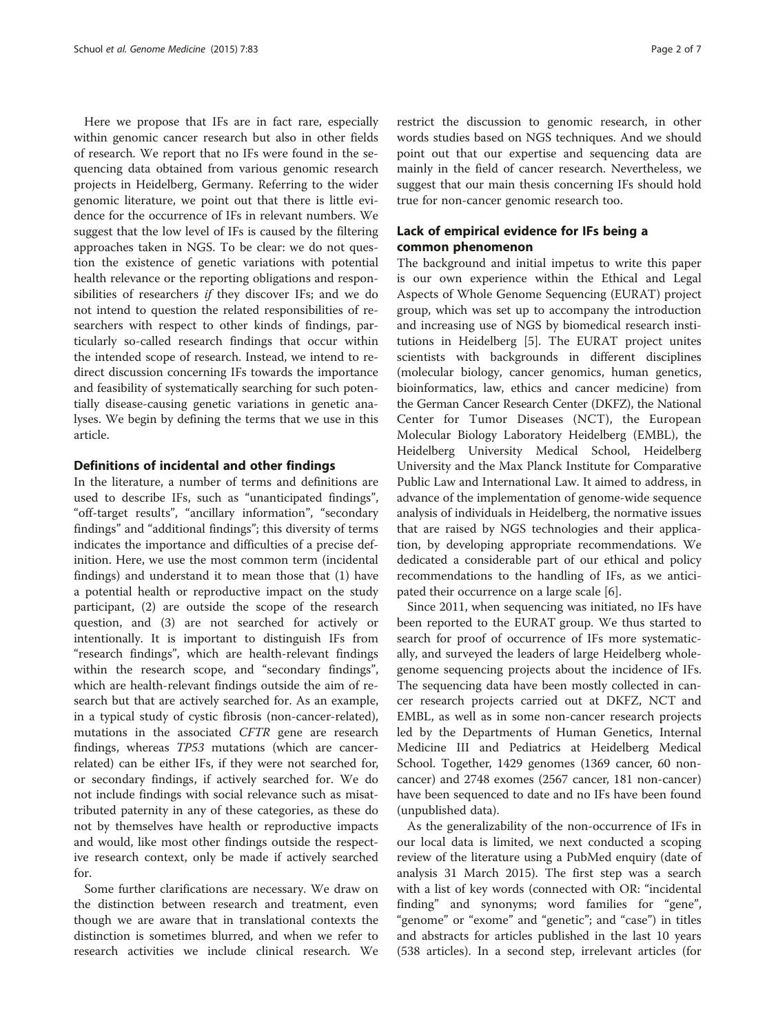Here we propose that IFs are in fact rare, especially within genomic cancer research but also in other fields of research. We report that no IFs were found in the sequencing data obtained from various genomic research projects in Heidelberg, Germany. Referring to the wider genomic literature, we point out that there is little evidence for the occurrence of IFs in relevant numbers. We suggest that the low level of IFs is caused by the filtering approaches taken in NGS. To be clear: we do not question the existence of genetic variations with potential health relevance or the reporting obligations and responsibilities of researchers *if* they discover IFs; and we do not intend to question the related responsibilities of researchers with respect to other kinds of findings, particularly so-called research findings that occur within the intended scope of research. Instead, we intend to redirect discussion concerning IFs towards the importance and feasibility of systematically searching for such potentially disease-causing genetic variations in genetic analyses. We begin by defining the terms that we use in this article.

## Definitions of incidental and other findings

In the literature, a number of terms and definitions are used to describe IFs, such as "unanticipated findings", "off-target results", "ancillary information", "secondary findings" and "additional findings"; this diversity of terms indicates the importance and difficulties of a precise definition. Here, we use the most common term (incidental findings) and understand it to mean those that (1) have a potential health or reproductive impact on the study participant, (2) are outside the scope of the research question, and (3) are not searched for actively or intentionally. It is important to distinguish IFs from "research findings", which are health-relevant findings within the research scope, and "secondary findings", which are health-relevant findings outside the aim of research but that are actively searched for. As an example, in a typical study of cystic fibrosis (non-cancer-related), mutations in the associated *CFTR* gene are research findings, whereas *TP53* mutations (which are cancer-related) can be either IFs, if they were not searched for, or secondary findings, if actively searched for. We do not include findings with social relevance such as misattributed paternity in any of these categories, as these do not by themselves have health or reproductive impacts and would, like most other findings outside the respective research context, only be made if actively searched for.

Some further clarifications are necessary. We draw on the distinction between research and treatment, even though we are aware that in translational contexts the distinction is sometimes blurred, and when we refer to research activities we include clinical research. We restrict the discussion to genomic research, in other words studies based on NGS techniques. And we should point out that our expertise and sequencing data are mainly in the field of cancer research. Nevertheless, we suggest that our main thesis concerning IFs should hold true for non-cancer genomic research too.

## Lack of empirical evidence for IFs being a common phenomenon

The background and initial impetus to write this paper is our own experience within the Ethical and Legal Aspects of Whole Genome Sequencing (EURAT) project group, which was set up to accompany the introduction and increasing use of NGS by biomedical research institutions in Heidelberg [5]. The EURAT project unites scientists with backgrounds in different disciplines (molecular biology, cancer genomics, human genetics, bioinformatics, law, ethics and cancer medicine) from the German Cancer Research Center (DKFZ), the National Center for Tumor Diseases (NCT), the European Molecular Biology Laboratory Heidelberg (EMBL), the Heidelberg University Medical School, Heidelberg University and the Max Planck Institute for Comparative Public Law and International Law. It aimed to address, in advance of the implementation of genome-wide sequence analysis of individuals in Heidelberg, the normative issues that are raised by NGS technologies and their application, by developing appropriate recommendations. We dedicated a considerable part of our ethical and policy recommendations to the handling of IFs, as we anticipated their occurrence on a large scale [6].

Since 2011, when sequencing was initiated, no IFs have been reported to the EURAT group. We thus started to search for proof of occurrence of IFs more systematically, and surveyed the leaders of large Heidelberg whole-genome sequencing projects about the incidence of IFs. The sequencing data have been mostly collected in cancer research projects carried out at DKFZ, NCT and EMBL, as well as in some non-cancer research projects led by the Departments of Human Genetics, Internal Medicine III and Pediatrics at Heidelberg Medical School. Together, 1429 genomes (1369 cancer, 60 non-cancer) and 2748 exomes (2567 cancer, 181 non-cancer) have been sequenced to date and no IFs have been found (unpublished data).

As the generalizability of the non-occurrence of IFs in our local data is limited, we next conducted a scoping review of the literature using a PubMed enquiry (date of analysis 31 March 2015). The first step was a search with a list of key words (connected with OR: "incidental finding" and synonyms; word families for "gene", "genome" or "exome" and "genetic"; and "case") in titles and abstracts for articles published in the last 10 years (538 articles). In a second step, irrelevant articles (for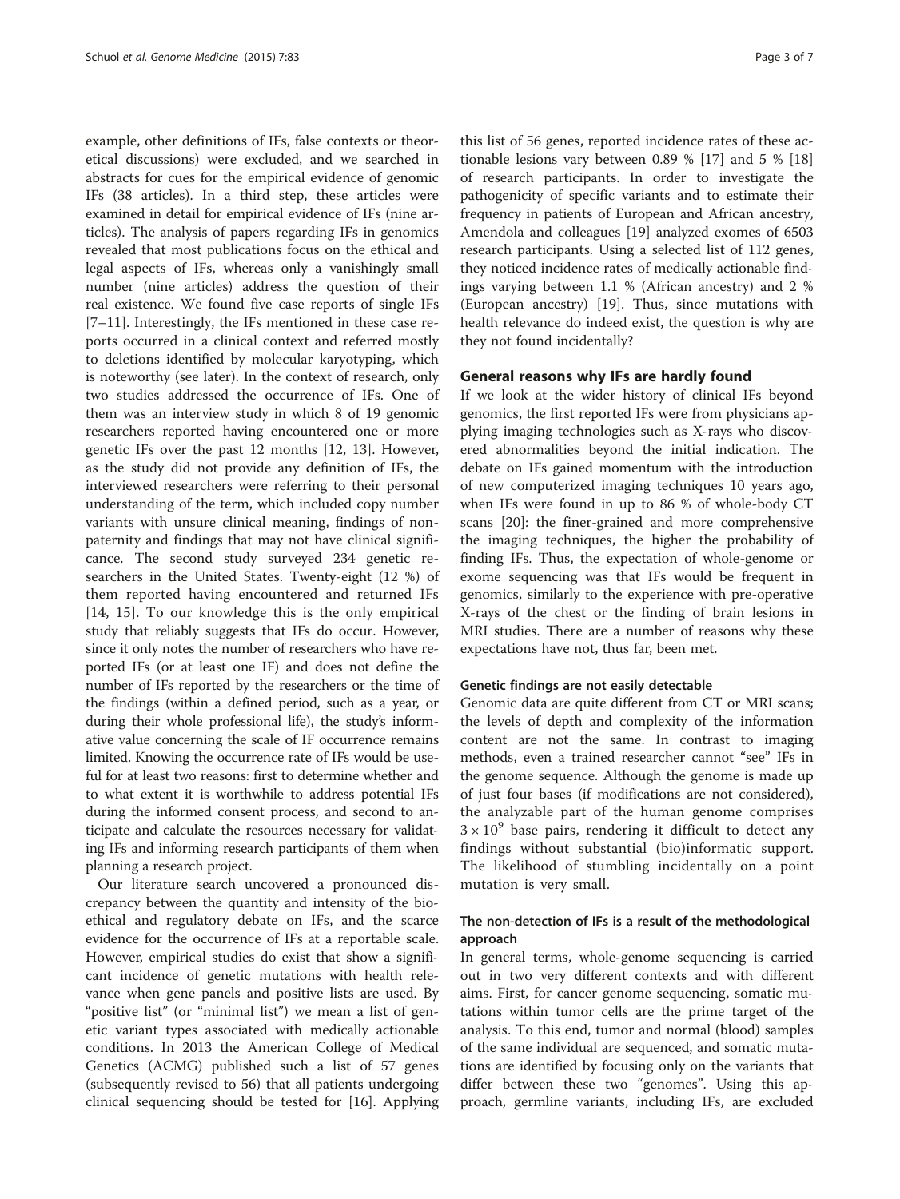example, other definitions of IFs, false contexts or theoretical discussions) were excluded, and we searched in abstracts for cues for the empirical evidence of genomic IFs (38 articles). In a third step, these articles were examined in detail for empirical evidence of IFs (nine articles). The analysis of papers regarding IFs in genomics revealed that most publications focus on the ethical and legal aspects of IFs, whereas only a vanishingly small number (nine articles) address the question of their real existence. We found five case reports of single IFs [7–11]. Interestingly, the IFs mentioned in these case reports occurred in a clinical context and referred mostly to deletions identified by molecular karyotyping, which is noteworthy (see later). In the context of research, only two studies addressed the occurrence of IFs. One of them was an interview study in which 8 of 19 genomic researchers reported having encountered one or more genetic IFs over the past 12 months [12, 13]. However, as the study did not provide any definition of IFs, the interviewed researchers were referring to their personal understanding of the term, which included copy number variants with unsure clinical meaning, findings of non-paternity and findings that may not have clinical significance. The second study surveyed 234 genetic researchers in the United States. Twenty-eight (12 %) of them reported having encountered and returned IFs [14, 15]. To our knowledge this is the only empirical study that reliably suggests that IFs do occur. However, since it only notes the number of researchers who have reported IFs (or at least one IF) and does not define the number of IFs reported by the researchers or the time of the findings (within a defined period, such as a year, or during their whole professional life), the study's informative value concerning the scale of IF occurrence remains limited. Knowing the occurrence rate of IFs would be useful for at least two reasons: first to determine whether and to what extent it is worthwhile to address potential IFs during the informed consent process, and second to anticipate and calculate the resources necessary for validating IFs and informing research participants of them when planning a research project.

Our literature search uncovered a pronounced discrepancy between the quantity and intensity of the bioethical and regulatory debate on IFs, and the scarce evidence for the occurrence of IFs at a reportable scale. However, empirical studies do exist that show a significant incidence of genetic mutations with health relevance when gene panels and positive lists are used. By "positive list" (or "minimal list") we mean a list of genetic variant types associated with medically actionable conditions. In 2013 the American College of Medical Genetics (ACMG) published such a list of 57 genes (subsequently revised to 56) that all patients undergoing clinical sequencing should be tested for [16]. Applying this list of 56 genes, reported incidence rates of these actionable lesions vary between 0.89 % [17] and 5 % [18] of research participants. In order to investigate the pathogenicity of specific variants and to estimate their frequency in patients of European and African ancestry, Amendola and colleagues [19] analyzed exomes of 6503 research participants. Using a selected list of 112 genes, they noticed incidence rates of medically actionable findings varying between 1.1 % (African ancestry) and 2 % (European ancestry) [19]. Thus, since mutations with health relevance do indeed exist, the question is why are they not found incidentally?

## General reasons why IFs are hardly found

If we look at the wider history of clinical IFs beyond genomics, the first reported IFs were from physicians applying imaging technologies such as X-rays who discovered abnormalities beyond the initial indication. The debate on IFs gained momentum with the introduction of new computerized imaging techniques 10 years ago, when IFs were found in up to 86 % of whole-body CT scans [20]: the finer-grained and more comprehensive the imaging techniques, the higher the probability of finding IFs. Thus, the expectation of whole-genome or exome sequencing was that IFs would be frequent in genomics, similarly to the experience with pre-operative X-rays of the chest or the finding of brain lesions in MRI studies. There are a number of reasons why these expectations have not, thus far, been met.

### Genetic findings are not easily detectable

Genomic data are quite different from CT or MRI scans; the levels of depth and complexity of the information content are not the same. In contrast to imaging methods, even a trained researcher cannot "see" IFs in the genome sequence. Although the genome is made up of just four bases (if modifications are not considered), the analyzable part of the human genome comprises $3 \times 10^9$ base pairs, rendering it difficult to detect any findings without substantial (bio)informatic support. The likelihood of stumbling incidentally on a point mutation is very small.

### The non-detection of IFs is a result of the methodological approach

In general terms, whole-genome sequencing is carried out in two very different contexts and with different aims. First, for cancer genome sequencing, somatic mutations within tumor cells are the prime target of the analysis. To this end, tumor and normal (blood) samples of the same individual are sequenced, and somatic mutations are identified by focusing only on the variants that differ between these two "genomes". Using this approach, germline variants, including IFs, are excluded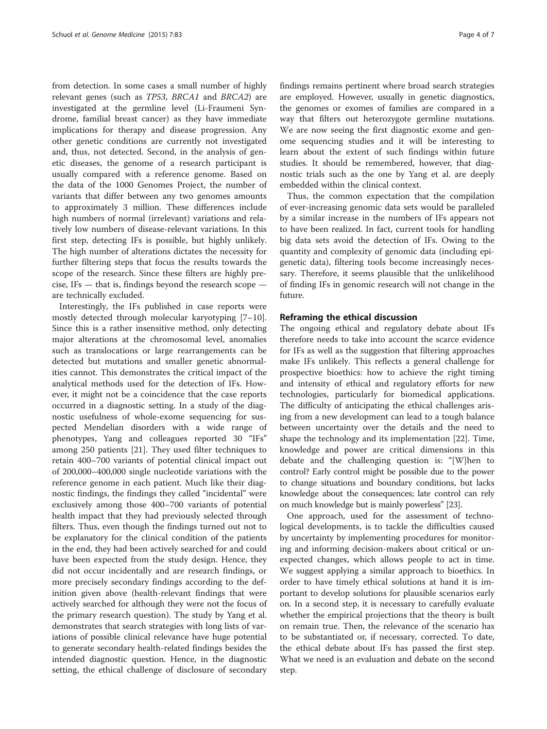from detection. In some cases a small number of highly relevant genes (such as *TP53*, *BRCA1* and *BRCA2*) are investigated at the germline level (Li-Fraumeni Syndrome, familial breast cancer) as they have immediate implications for therapy and disease progression. Any other genetic conditions are currently not investigated and, thus, not detected. Second, in the analysis of genetic diseases, the genome of a research participant is usually compared with a reference genome. Based on the data of the 1000 Genomes Project, the number of variants that differ between any two genomes amounts to approximately 3 million. These differences include high numbers of normal (irrelevant) variations and relatively low numbers of disease-relevant variations. In this first step, detecting IFs is possible, but highly unlikely. The high number of alterations dictates the necessity for further filtering steps that focus the results towards the scope of the research. Since these filters are highly precise, IFs — that is, findings beyond the research scope — are technically excluded.

Interestingly, the IFs published in case reports were mostly detected through molecular karyotyping [7–10]. Since this is a rather insensitive method, only detecting major alterations at the chromosomal level, anomalies such as translocations or large rearrangements can be detected but mutations and smaller genetic abnormalities cannot. This demonstrates the critical impact of the analytical methods used for the detection of IFs. However, it might not be a coincidence that the case reports occurred in a diagnostic setting. In a study of the diagnostic usefulness of whole-exome sequencing for suspected Mendelian disorders with a wide range of phenotypes, Yang and colleagues reported 30 "IFs" among 250 patients [21]. They used filter techniques to retain 400–700 variants of potential clinical impact out of 200,000–400,000 single nucleotide variations with the reference genome in each patient. Much like their diagnostic findings, the findings they called "incidental" were exclusively among those 400–700 variants of potential health impact that they had previously selected through filters. Thus, even though the findings turned out not to be explanatory for the clinical condition of the patients in the end, they had been actively searched for and could have been expected from the study design. Hence, they did not occur incidentally and are research findings, or more precisely secondary findings according to the definition given above (health-relevant findings that were actively searched for although they were not the focus of the primary research question). The study by Yang et al. demonstrates that search strategies with long lists of variations of possible clinical relevance have huge potential to generate secondary health-related findings besides the intended diagnostic question. Hence, in the diagnostic setting, the ethical challenge of disclosure of secondary findings remains pertinent where broad search strategies are employed. However, usually in genetic diagnostics, the genomes or exomes of families are compared in a way that filters out heterozygote germline mutations. We are now seeing the first diagnostic exome and genome sequencing studies and it will be interesting to learn about the extent of such findings within future studies. It should be remembered, however, that diagnostic trials such as the one by Yang et al. are deeply embedded within the clinical context.

Thus, the common expectation that the compilation of ever-increasing genomic data sets would be paralleled by a similar increase in the numbers of IFs appears not to have been realized. In fact, current tools for handling big data sets avoid the detection of IFs. Owing to the quantity and complexity of genomic data (including epigenetic data), filtering tools become increasingly necessary. Therefore, it seems plausible that the unlikelihood of finding IFs in genomic research will not change in the future.

## Reframing the ethical discussion

The ongoing ethical and regulatory debate about IFs therefore needs to take into account the scarce evidence for IFs as well as the suggestion that filtering approaches make IFs unlikely. This reflects a general challenge for prospective bioethics: how to achieve the right timing and intensity of ethical and regulatory efforts for new technologies, particularly for biomedical applications. The difficulty of anticipating the ethical challenges arising from a new development can lead to a tough balance between uncertainty over the details and the need to shape the technology and its implementation [22]. Time, knowledge and power are critical dimensions in this debate and the challenging question is: "[W]hen to control? Early control might be possible due to the power to change situations and boundary conditions, but lacks knowledge about the consequences; late control can rely on much knowledge but is mainly powerless" [23].

One approach, used for the assessment of technological developments, is to tackle the difficulties caused by uncertainty by implementing procedures for monitoring and informing decision-makers about critical or unexpected changes, which allows people to act in time. We suggest applying a similar approach to bioethics. In order to have timely ethical solutions at hand it is important to develop solutions for plausible scenarios early on. In a second step, it is necessary to carefully evaluate whether the empirical projections that the theory is built on remain true. Then, the relevance of the scenario has to be substantiated or, if necessary, corrected. To date, the ethical debate about IFs has passed the first step. What we need is an evaluation and debate on the second step.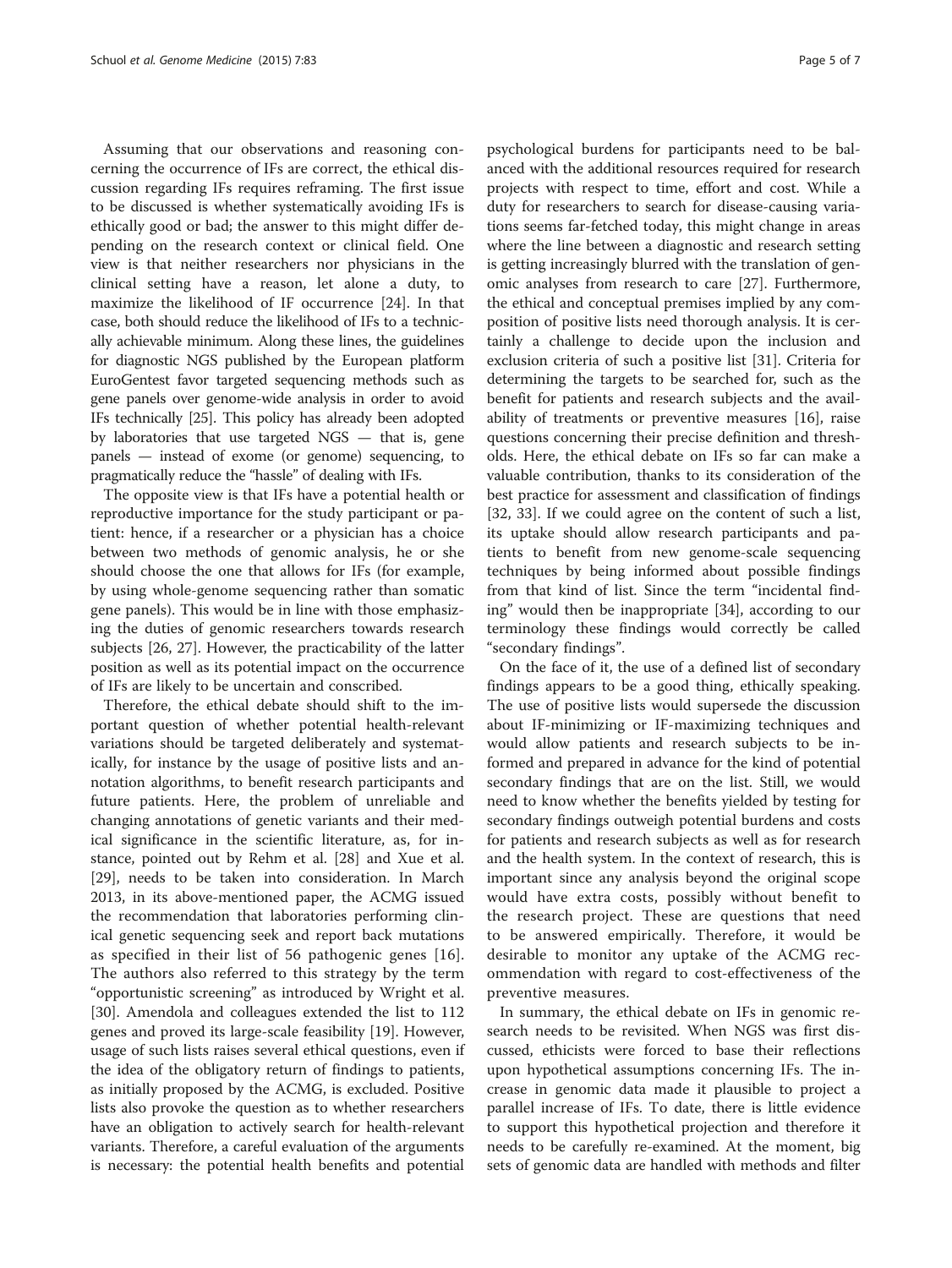Assuming that our observations and reasoning concerning the occurrence of IFs are correct, the ethical discussion regarding IFs requires reframing. The first issue to be discussed is whether systematically avoiding IFs is ethically good or bad; the answer to this might differ depending on the research context or clinical field. One view is that neither researchers nor physicians in the clinical setting have a reason, let alone a duty, to maximize the likelihood of IF occurrence [24]. In that case, both should reduce the likelihood of IFs to a technically achievable minimum. Along these lines, the guidelines for diagnostic NGS published by the European platform EuroGentest favor targeted sequencing methods such as gene panels over genome-wide analysis in order to avoid IFs technically [25]. This policy has already been adopted by laboratories that use targeted NGS — that is, gene panels — instead of exome (or genome) sequencing, to pragmatically reduce the "hassle" of dealing with IFs.

The opposite view is that IFs have a potential health or reproductive importance for the study participant or patient: hence, if a researcher or a physician has a choice between two methods of genomic analysis, he or she should choose the one that allows for IFs (for example, by using whole-genome sequencing rather than somatic gene panels). This would be in line with those emphasizing the duties of genomic researchers towards research subjects [26, 27]. However, the practicability of the latter position as well as its potential impact on the occurrence of IFs are likely to be uncertain and conscribed.

Therefore, the ethical debate should shift to the important question of whether potential health-relevant variations should be targeted deliberately and systematically, for instance by the usage of positive lists and annotation algorithms, to benefit research participants and future patients. Here, the problem of unreliable and changing annotations of genetic variants and their medical significance in the scientific literature, as, for instance, pointed out by Rehm et al. [28] and Xue et al. [29], needs to be taken into consideration. In March 2013, in its above-mentioned paper, the ACMG issued the recommendation that laboratories performing clinical genetic sequencing seek and report back mutations as specified in their list of 56 pathogenic genes [16]. The authors also referred to this strategy by the term "opportunistic screening" as introduced by Wright et al. [30]. Amendola and colleagues extended the list to 112 genes and proved its large-scale feasibility [19]. However, usage of such lists raises several ethical questions, even if the idea of the obligatory return of findings to patients, as initially proposed by the ACMG, is excluded. Positive lists also provoke the question as to whether researchers have an obligation to actively search for health-relevant variants. Therefore, a careful evaluation of the arguments is necessary: the potential health benefits and potential psychological burdens for participants need to be balanced with the additional resources required for research projects with respect to time, effort and cost. While a duty for researchers to search for disease-causing variations seems far-fetched today, this might change in areas where the line between a diagnostic and research setting is getting increasingly blurred with the translation of genomic analyses from research to care [27]. Furthermore, the ethical and conceptual premises implied by any composition of positive lists need thorough analysis. It is certainly a challenge to decide upon the inclusion and exclusion criteria of such a positive list [31]. Criteria for determining the targets to be searched for, such as the benefit for patients and research subjects and the availability of treatments or preventive measures [16], raise questions concerning their precise definition and thresholds. Here, the ethical debate on IFs so far can make a valuable contribution, thanks to its consideration of the best practice for assessment and classification of findings [32, 33]. If we could agree on the content of such a list, its uptake should allow research participants and patients to benefit from new genome-scale sequencing techniques by being informed about possible findings from that kind of list. Since the term "incidental finding" would then be inappropriate [34], according to our terminology these findings would correctly be called "secondary findings".

On the face of it, the use of a defined list of secondary findings appears to be a good thing, ethically speaking. The use of positive lists would supersede the discussion about IF-minimizing or IF-maximizing techniques and would allow patients and research subjects to be informed and prepared in advance for the kind of potential secondary findings that are on the list. Still, we would need to know whether the benefits yielded by testing for secondary findings outweigh potential burdens and costs for patients and research subjects as well as for research and the health system. In the context of research, this is important since any analysis beyond the original scope would have extra costs, possibly without benefit to the research project. These are questions that need to be answered empirically. Therefore, it would be desirable to monitor any uptake of the ACMG recommendation with regard to cost-effectiveness of the preventive measures.

In summary, the ethical debate on IFs in genomic research needs to be revisited. When NGS was first discussed, ethicists were forced to base their reflections upon hypothetical assumptions concerning IFs. The increase in genomic data made it plausible to project a parallel increase of IFs. To date, there is little evidence to support this hypothetical projection and therefore it needs to be carefully re-examined. At the moment, big sets of genomic data are handled with methods and filter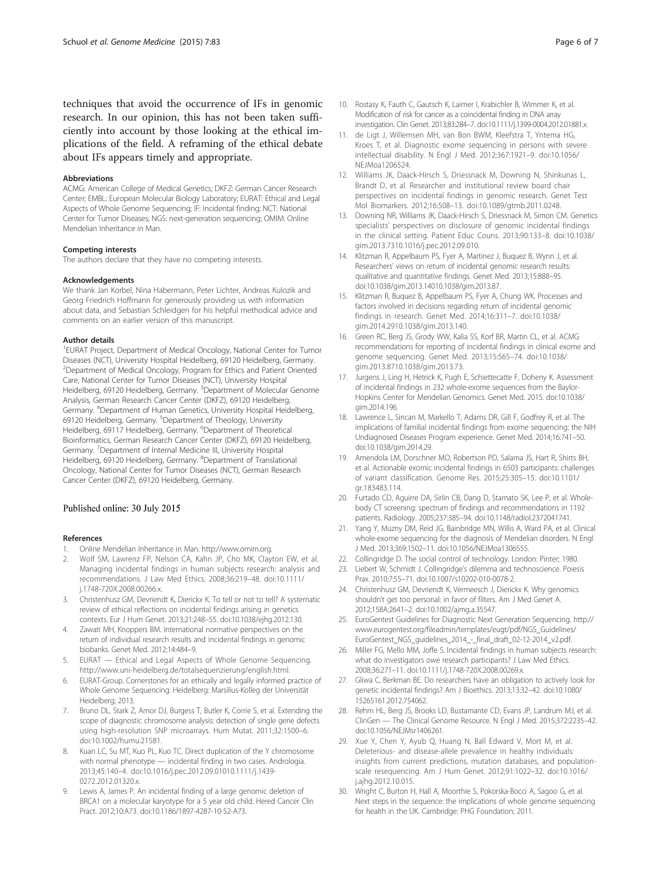techniques that avoid the occurrence of IFs in genomic research. In our opinion, this has not been taken sufficiently into account by those looking at the ethical implications of the field. A reframing of the ethical debate about IFs appears timely and appropriate.

#### Abbreviations

ACMG: American College of Medical Genetics; DKFZ: German Cancer Research Center; EMBL: European Molecular Biology Laboratory; EURAT: Ethical and Legal Aspects of Whole Genome Sequencing; IF: Incidental finding; NCT: National Center for Tumor Diseases; NGS: next-generation sequencing; OMIM: Online Mendelian Inheritance in Man.

#### Competing interests

The authors declare that they have no competing interests.

#### Acknowledgements

We thank Jan Korbel, Nina Habermann, Peter Lichter, Andreas Kulozik and Georg Friedrich Hoffmann for generously providing us with information about data, and Sebastian Schleidgen for his helpful methodical advice and comments on an earlier version of this manuscript.

#### Author details

[1]EURAT Project, Department of Medical Oncology, National Center for Tumor Diseases (NCT), University Hospital Heidelberg, 69120 Heidelberg, Germany. [2]Department of Medical Oncology, Program for Ethics and Patient Oriented Care, National Center for Tumor Diseases (NCT), University Hospital Heidelberg, 69120 Heidelberg, Germany. [3]Department of Molecular Genome Analysis, German Research Cancer Center (DKFZ), 69120 Heidelberg, Germany. [4]Department of Human Genetics, University Hospital Heidelberg, 69120 Heidelberg, Germany. [5]Department of Theology, University Heidelberg, 69117 Heidelberg, Germany. [6]Department of Theoretical Bioinformatics, German Research Cancer Center (DKFZ), 69120 Heidelberg, Germany. [7]Department of Internal Medicine III, University Hospital Heidelberg, 69120 Heidelberg, Germany. [8]Department of Translational Oncology, National Center for Tumor Diseases (NCT), German Research Cancer Center (DKFZ), 69120 Heidelberg, Germany.

Published online: 30 July 2015

#### References

1. Online Mendelian Inheritance in Man. http://www.omim.org.
2. Wolf SM, Lawrenz FP, Nelson CA, Kahn JP, Cho MK, Clayton EW, et al. Managing incidental findings in human subjects research: analysis and recommendations. J Law Med Ethics. 2008;36:219–48. doi:10.1111/j.1748-720X.2008.00266.x.
3. Christenhusz GM, Devriendt K, Dierickx K. To tell or not to tell? A systematic review of ethical reflections on incidental findings arising in genetics contexts. Eur J Hum Genet. 2013;21:248–55. doi:10.1038/ejhg.2012.130.
4. Zawati MH, Knoppers BM. International normative perspectives on the return of individual research results and incidental findings in genomic biobanks. Genet Med. 2012;14:484–9.
5. EURAT — Ethical and Legal Aspects of Whole Genome Sequencing. http://www.uni-heidelberg.de/totalsequenzierung/english.html.
6. EURAT-Group. Cornerstones for an ethically and legally informed practice of Whole Genome Sequencing. Heidelberg: Marsilius-Kolleg der Universität Heidelberg; 2013.
7. Bruno DL, Stark Z, Amor DJ, Burgess T, Butler K, Corrie S, et al. Extending the scope of diagnostic chromosome analysis: detection of single gene defects using high-resolution SNP microarrays. Hum Mutat. 2011;32:1500–6. doi:10.1002/humu.21581.
8. Kuan LC, Su MT, Kuo PL, Kuo TC. Direct duplication of the Y chromosome with normal phenotype — incidental finding in two cases. Andrologia. 2013;45:140–4. doi:10.1016/j.pec.2012.09.01010.1111/j.1439-0272.2012.01320.x.
9. Lewis A, James P. An incidental finding of a large genomic deletion of BRCA1 on a molecular karyotype for a 5 year old child. Hered Cancer Clin Pract. 2012;10:A73. doi:10.1186/1897-4287-10-S2-A73.
10. Rostasy K, Fauth C, Gautsch K, Laimer I, Krabichler B, Wimmer K, et al. Modification of risk for cancer as a coincidental finding in DNA array investigation. Clin Genet. 2013;83:284–7. doi:10.1111/j.1399-0004.2012.01881.x.
11. de Ligt J, Willemsen MH, van Bon BWM, Kleefstra T, Yntema HG, Kroes T, et al. Diagnostic exome sequencing in persons with severe intellectual disability. N Engl J Med. 2012;367:1921–9. doi:10.1056/NEJMoa1206524.
12. Williams JK, Daack-Hirsch S, Driessnack M, Downing N, Shinkunas L, Brandt D, et al. Researcher and institutional review board chair perspectives on incidental findings in genomic research. Genet Test Mol Biomarkers. 2012;16:508–13. doi:10.1089/gtmb.2011.0248.
13. Downing NR, Williams JK, Daack-Hirsch S, Driessnack M, Simon CM. Genetics specialists' perspectives on disclosure of genomic incidental findings in the clinical setting. Patient Educ Couns. 2013;90:133–8. doi:10.1038/gim.2013.7310.1016/j.pec.2012.09.010.
14. Klitzman R, Appelbaum PS, Fyer A, Martinez J, Buquez B, Wynn J, et al. Researchers' views on return of incidental genomic research results: qualitative and quantitative findings. Genet Med. 2013;15:888–95. doi:10.1038/gim.2013.14010.1038/gim.2013.87.
15. Klitzman R, Buquez B, Appelbaum PS, Fyer A, Chung WK. Processes and factors involved in decisions regarding return of incidental genomic findings in research. Genet Med. 2014;16:311–7. doi:10.1038/gim.2014.2910.1038/gim.2013.140.
16. Green RC, Berg JS, Grody WW, Kalia SS, Korf BR, Martin CL, et al. ACMG recommendations for reporting of incidental findings in clinical exome and genome sequencing. Genet Med. 2013;15:565–74. doi:10.1038/gim.2013.8710.1038/gim.2013.73.
17. Jurgens J, Ling H, Hetrick K, Pugh E, Schiettecatte F, Doheny K. Assessment of incidental findings in 232 whole-exome sequences from the Baylor-Hopkins Center for Mendelian Genomics. Genet Med. 2015. doi:10.1038/gim.2014.196.
18. Lawrence L, Sincan M, Markello T, Adams DR, Gill F, Godfrey R, et al. The implications of familial incidental findings from exome sequencing: the NIH Undiagnosed Diseases Program experience. Genet Med. 2014;16:741–50. doi:10.1038/gim.2014.29.
19. Amendola LM, Dorschner MO, Robertson PD, Salama JS, Hart R, Shirts BH, et al. Actionable exomic incidental findings in 6503 participants: challenges of variant classification. Genome Res. 2015;25:305–15. doi:10.1101/gr.183483.114.
20. Furtado CD, Aguirre DA, Sirlin CB, Dang D, Stamato SK, Lee P, et al. Whole-body CT screening: spectrum of findings and recommendations in 1192 patients. Radiology. 2005;237:385–94. doi:10.1148/radiol.2372041741.
21. Yang Y, Muzny DM, Reid JG, Bainbridge MN, Willis A, Ward PA, et al. Clinical whole-exome sequencing for the diagnosis of Mendelian disorders. N Engl J Med. 2013;369:1502–11. doi:10.1056/NEJMoa1306555.
22. Collingridge D. The social control of technology. London: Pinter; 1980.
23. Liebert W, Schmidt J. Collingridge's dilemma and technoscience. Poiesis Prax. 2010;7:55–71. doi:10.1007/s10202-010-0078-2.
24. Christenhusz GM, Devriendt K, Vermeesch J, Dierickx K. Why genomics shouldn't get too personal: in favor of filters. Am J Med Genet A. 2012;158A:2641–2. doi:10.1002/ajmg.a.35547.
25. EuroGentest Guidelines for Diagnostic Next Generation Sequencing. http://www.eurogentest.org/fileadmin/templates/eugt/pdf/NGS_Guidelines/EuroGentest_NGS_guidelines_2014_-_final_draft_02-12-2014_v2.pdf.
26. Miller FG, Mello MM, Joffe S. Incidental findings in human subjects research: what do investigators owe research participants? J Law Med Ethics. 2008;36:271–11. doi:10.1111/j.1748-720X.2008.00269.x.
27. Gliwa C, Berkman BE. Do researchers have an obligation to actively look for genetic incidental findings? Am J Bioethics. 2013;13:32–42. doi:10.1080/15265161.2012.754062.
28. Rehm HL, Berg JS, Brooks LD, Bustamante CD, Evans JP, Landrum MJ, et al. ClinGen — The Clinical Genome Resource. N Engl J Med. 2015;372:2235–42. doi:10.1056/NEJMsr1406261.
29. Xue Y, Chen Y, Ayub Q, Huang N, Ball Edward V, Mort M, et al. Deleterious- and disease-allele prevalence in healthy individuals: insights from current predictions, mutation databases, and population-scale resequencing. Am J Hum Genet. 2012;91:1022–32. doi:10.1016/j.ajhg.2012.10.015.
30. Wright C, Burton H, Hall A, Moorthie S, Pokorska-Bocci A, Sagoo G, et al. Next steps in the sequence: the implications of whole genome sequencing for health in the UK. Cambridge: PHG Foundation; 2011.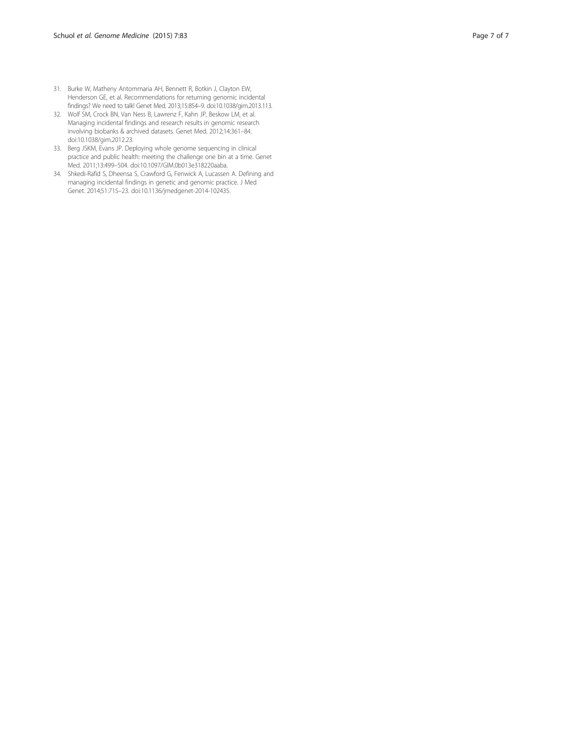31. Burke W, Matheny Antommaria AH, Bennett R, Botkin J, Clayton EW, Henderson GE, et al. Recommendations for returning genomic incidental findings? We need to talk! Genet Med. 2013;15:854–9. doi:10.1038/gim.2013.113.
32. Wolf SM, Crock BN, Van Ness B, Lawrenz F, Kahn JP, Beskow LM, et al. Managing incidental findings and research results in genomic research involving biobanks & archived datasets. Genet Med. 2012;14:361–84. doi:10.1038/gim.2012.23.
33. Berg JSKM, Evans JP. Deploying whole genome sequencing in clinical practice and public health: meeting the challenge one bin at a time. Genet Med. 2011;13:499–504. doi:10.1097/GIM.0b013e318220aaba.
34. Shkedi-Rafid S, Dheensa S, Crawford G, Fenwick A, Lucassen A. Defining and managing incidental findings in genetic and genomic practice. J Med Genet. 2014;51:715–23. doi:10.1136/jmedgenet-2014-102435.